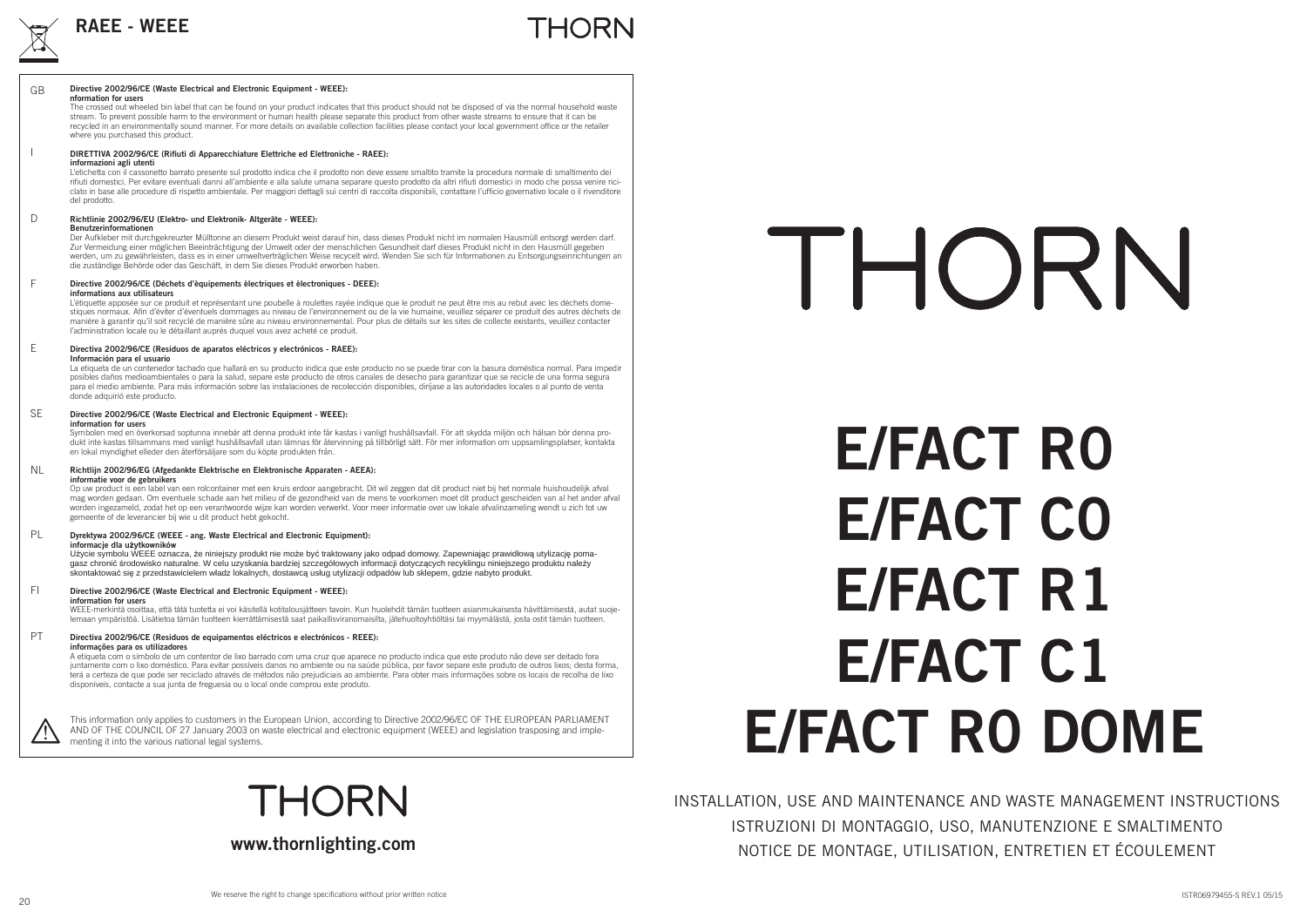# RAEE - WEEE

THORN

**GB** **Directive 2002/96/CE (Waste Electrical and Electronic Equipment - WEEE):**
**nformation for users**
The crossed out wheeled bin label that can be found on your product indicates that this product should not be disposed of via the normal household waste stream. To prevent possible harm to the environment or human health please separate this product from other waste streams to ensure that it can be recycled in an environmentally sound manner. For more details on available collection facilities please contact your local government office or the retailer where you purchased this product.

**I** **DIRETTIVA 2002/96/CE (Rifiuti di Apparecchiature Elettriche ed Elettroniche - RAEE):**
**informazioni agli utenti**
L'etichetta con il cassonetto barrato presente sul prodotto indica che il prodotto non deve essere smaltito tramite la procedura normale di smaltimento dei rifiuti domestici. Per evitare eventuali danni all'ambiente e alla salute umana separare questo prodotto da altri rifiuti domestici in modo che possa venire riciclato in base alle procedure di rispetto ambientale. Per maggiori dettagli sui centri di raccolta disponibili, contattare l'ufficio governativo locale o il rivenditore del prodotto.

**D** **Richtlinie 2002/96/EU (Elektro- und Elektronik- Altgeräte - WEEE):**
**Benutzerinformationen**
Der Aufkleber mit durchgekreuzter Mülltonne an diesem Produkt weist darauf hin, dass dieses Produkt nicht im normalen Hausmüll entsorgt werden darf. Zur Vermeidung einer möglichen Beeinträchtigung der Umwelt oder der menschlichen Gesundheit darf dieses Produkt nicht in den Hausmüll gegeben werden, um zu gewährleisten, dass es in einer umweltverträglichen Weise recycelt wird. Wenden Sie sich für Informationen zu Entsorgungseinrichtungen an die zuständige Behörde oder das Geschäft, in dem Sie dieses Produkt erworben haben.

**F** **Directive 2002/96/CE (Déchets d'équipements électriques et électroniques - DEEE):**
**informations aux utilisateurs**
L'étiquette apposée sur ce produit et représentant une poubelle à roulettes rayée indique que le produit ne peut être mis au rebut avec les déchets domestiques normaux. Afin d'éviter d'éventuels dommages au niveau de l'environnement ou de la vie humaine, veuillez séparer ce produit des autres déchets de manière à garantir qu'il soit recyclé de manière sûre au niveau environnemental. Pour plus de détails sur les sites de collecte existants, veuillez contacter l'administration locale ou le détaillant auprès duquel vous avez acheté ce produit.

**E** **Directiva 2002/96/CE (Residuos de aparatos eléctricos y electrónicos - RAEE):**
**Información para el usuario**
La etiqueta de un contenedor tachado que hallará en su producto indica que este producto no se puede tirar con la basura doméstica normal. Para impedir posibles daños medioambientales o para la salud, separe este producto de otros canales de desecho para garantizar que se recicle de una forma segura para el medio ambiente. Para más información sobre las instalaciones de recolección disponibles, diríjase a las autoridades locales o al punto de venta donde adquirió este producto.

**SE** **Directive 2002/96/CE (Waste Electrical and Electronic Equipment - WEEE):**
**information for users**
Symbolen med en överkorsad soptunna innebär att denna produkt inte får kastas i vanligt hushållsavfall. För att skydda miljön och hälsan bör denna produkt inte kastas tillsammans med vanligt hushållsavfall utan lämnas för återvinning på tillbörligt sätt. För mer information om uppsamlingsplatser, kontakta en lokal myndighet elleder den återförsäljare som du köpte produkten från.

**NL** **Richtlijn 2002/96/EG (Afgedankte Elektrische en Elektronische Apparaten - AEEA):**
**informatie voor de gebruikers**
Op uw product is een label van een rolcontainer met een kruis erdoor aangebracht. Dit wil zeggen dat dit product niet bij het normale huishoudelijk afval mag worden gedaan. Om eventuele schade aan het milieu of de gezondheid van de mens te voorkomen moet dit product gescheiden van al het ander afval worden ingezameld, zodat het op een verantwoorde wijze kan worden verwerkt. Voor meer informatie over uw lokale afvalinzameling wendt u zich tot uw gemeente of de leverancier bij wie u dit product hebt gekocht.

**PL** **Dyrektywa 2002/96/CE (WEEE - ang. Waste Electrical and Electronic Equipment):**
**informacje dla użytkowników**
Użycie symbolu WEEE oznacza, że niniejszy produkt nie może być traktowany jako odpad domowy. Zapewniając prawidłową utylizację pomagasz chronić środowisko naturalne. W celu uzyskania bardziej szczegółowych informacji dotyczących recyklingu niniejszego produktu należy skontaktować się z przedstawicielem władz lokalnych, dostawcą usług utylizacji odpadów lub sklepem, gdzie nabyto produkt.

**FI** **Directive 2002/96/CE (Waste Electrical and Electronic Equipment - WEEE):**
**information for users**
WEEE-merkintä osoittaa, että tätä tuotetta ei voi käsitellä kotitalousjätteen tavoin. Kun huolehdit tämän tuotteen asianmukaisesta hävittämisestä, autat suojelemaan ympäristöä. Lisätietoa tämän tuotteen kierrättämisestä saat paikallisviranomaisilta, jätehuoltoyhtiöltäsi tai myymälästä, josta ostit tämän tuotteen.

**PT** **Directiva 2002/96/CE (Resíduos de equipamentos eléctricos e electrónicos - REEE):**
**informações para os utilizadores**
A etiqueta com o símbolo de um contentor de lixo barrado com uma cruz que aparece no producto indica que este produto não deve ser deitado fora juntamente com o lixo doméstico. Para evitar possíveis danos no ambiente ou na saúde pública, por favor separe este produto de outros lixos; desta forma, terá a certeza de que pode ser reciclado através de métodos não prejudiciais ao ambiente. Para obter mais informações sobre os locais de recolha de lixo disponíveis, contacte a sua junta de freguesia ou o local onde comprou este produto.

This information only applies to customers in the European Union, according to Directive 2002/96/EC OF THE EUROPEAN PARLIAMENT AND OF THE COUNCIL OF 27 January 2003 on waste electrical and electronic equipment (WEEE) and legislation trasposing and implementing it into the various national legal systems.

THORN

**www.thornlighting.com**

We reserve the right to change specifications without prior written notice

THORN

# E/FACT R0
# E/FACT C0
# E/FACT R1
# E/FACT C1
# E/FACT R0 DOME

INSTALLATION, USE AND MAINTENANCE AND WASTE MANAGEMENT INSTRUCTIONS
ISTRUZIONI DI MONTAGGIO, USO, MANUTENZIONE E SMALTIMENTO
NOTICE DE MONTAGE, UTILISATION, ENTRETIEN ET ÉCOULEMENT

ISTR06979455-S REV.1 05/15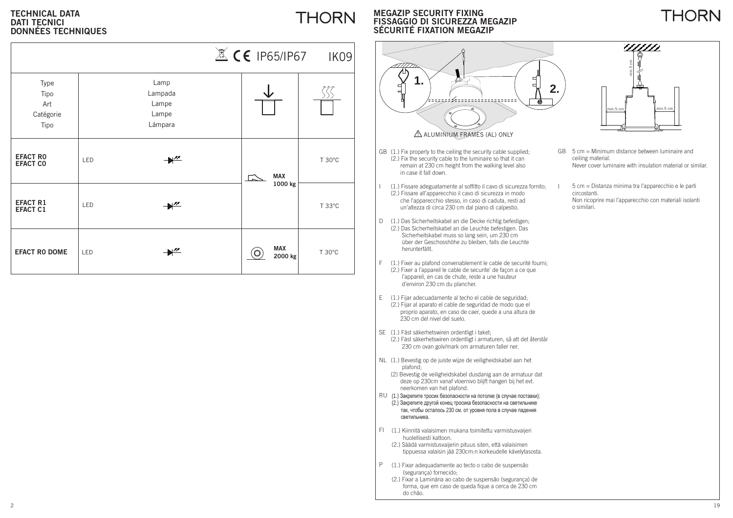## TECHNICAL DATA
## DATI TECNICI
## DONNÉES TECHNIQUES

| | | IP65/IP67 | IK09 |
|---|---|---|---|
| Type<br>Tipo<br>Art<br>Catégorie<br>Tipo | Lamp<br>Lampada<br>Lampe<br>Lampe<br>Lámpara | | |
| **EFACT R0**<br>**EFACT C0** | LED | **MAX 1000 kg** | T 30°C |
| **EFACT R1**<br>**EFACT C1** | LED | | T 33°C |
| **EFACT R0 DOME** | LED | **MAX 2000 kg** | T 30°C |

## MEGAZIP SECURITY FIXING
## FISSAGGIO DI SICUREZZA MEGAZIP
## SÉCURITÉ FIXATION MEGAZIP

ALUMINIUM FRAMES (AL) ONLY

GB (1.) Fix properly to the ceiling the security cable supplied;
(2.) Fix the security cable to the luminaire so that it can remain at 230 cm height from the walking level also in case it fall down.

I (1.) Fissare adeguatamente al soffitto il cavo di sicurezza fornito;
(2.) Fissare all'apparecchio il cavo di sicurezza in modo che l'apparecchio stesso, in caso di caduta, resti ad un'altezza di circa 230 cm dal piano di calpestio.

D (1.) Das Sicherheitskabel an die Decke richtig befestigen;
(2.) Das Sicherheitskabel an die Leuchte befestigen. Das Sicherheitskabel muss so lang sein, um 230 cm über der Geschosshöhe zu bleiben, falls die Leuchte herunterfällt.

F (1.) Fixer au plafond convenablement le cable de securité fourni;
(2.) Fixer a l'appareil le cable de securite' de façon a ce que l'appareil, en cas de chute, reste a une hauteur d'environ 230 cm du plancher.

E (1.) Fijar adecuadamente al techo el cable de seguridad;
(2.) Fijar al aparato el cable de seguridad de modo que el proprio aparato, en caso de caer, quede a una altura de 230 cm del nivel del suelo.

SE (1.) Fäst säkerhetswiren ordentligt i taket;
(2.) Fäst säkerhetswiren ordentligt i armaturen, så att det återstår 230 cm ovan golv/mark om armaturen faller ner.

NL (1.) Bevestig op de juiste wijze de veiligheidskabel aan het plafond;
(2) Bevestig de veiligheidskabel dusdanig aan de armatuur dat deze op 230cm vanaf vloernivo blijft hangen bij het evt. neerkomen van het plafond.

RU (1.) Закрепите тросик безопасности на потолке (в случае поставки);
(2.) Закрепите другой конец тросика безопасности на светильнике так, чтобы осталось 230 см. от уровня пола в случае падения светильника.

FI (1.) Kiinnitä valaisimen mukana toimitettu varmistusvaijeri huolellisesti kattoon.
(2.) Säädä varmistusvaijerin pituus siten, että valaisimen tippuessa valaisin jää 230cm:n korkeudelle kävelytasosta.

P (1.) Fixar adequadamente ao tecto o cabo de suspensão (segurança) fornecido;
(2.) Fixar a Laminária ao cabo de suspensão (segurança) de forma, que em caso de queda fique a cerca de 230 cm do chão.

min.5 cm

GB 5 cm = Minimum distance between luminaire and ceiling material.
Never cover luminaire with insulation material or similar.

I 5 cm = Distanza minima tra l'apparecchio e le parti circostanti.
Non ricoprire mai l'apparecchio con materiali isolanti o similari.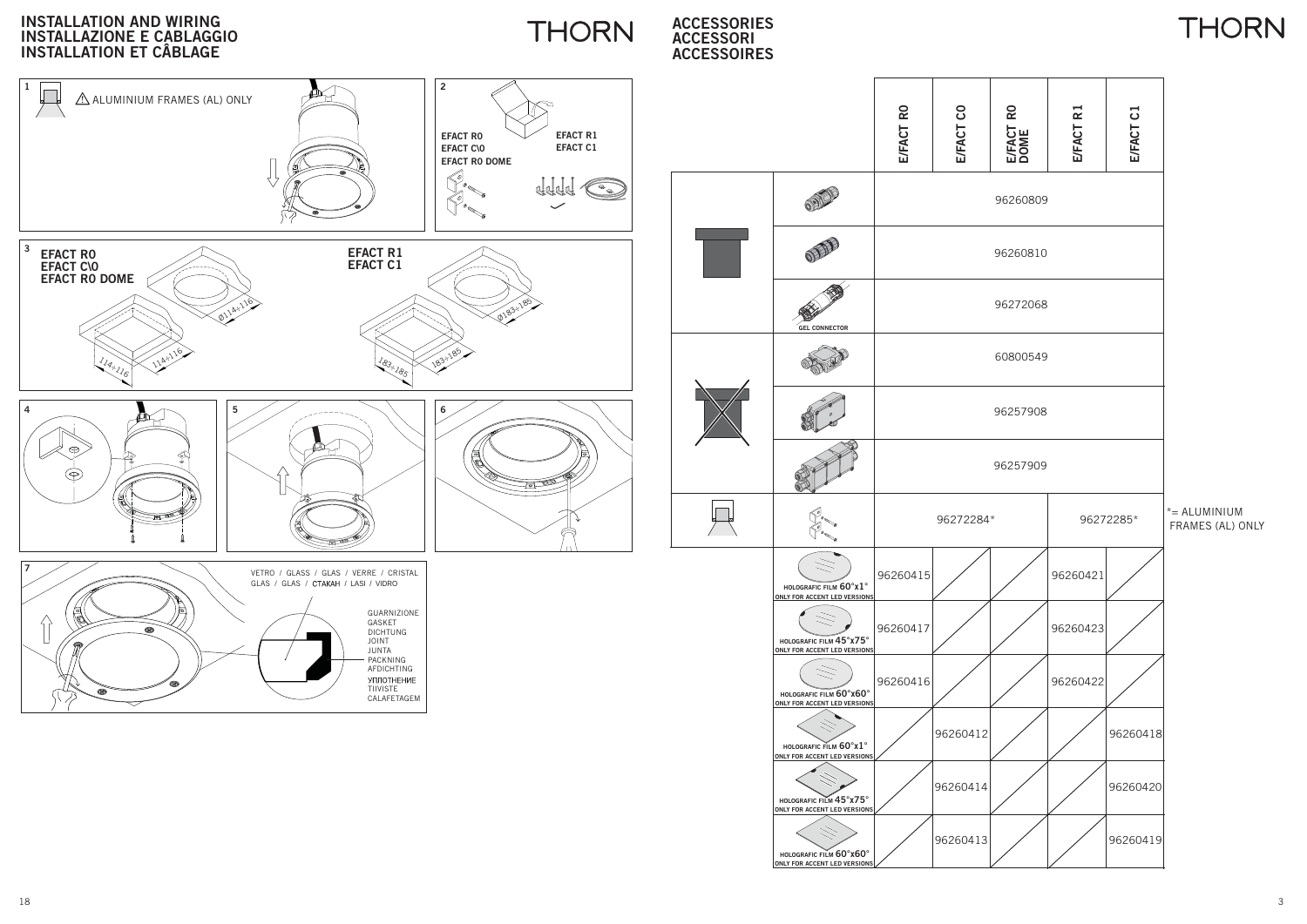# INSTALLATION AND WIRING
# INSTALLAZIONE E CABLAGGIO
# INSTALLATION ET CÂBLAGE

**1**

⚠ ALUMINIUM FRAMES (AL) ONLY

**2**

**EFACT R0**
**EFACT C\0**
**EFACT R0 DOME**

**EFACT R1**
**EFACT C1**

**3**

**EFACT R0**
**EFACT C\0**
**EFACT R0 DOME**

Ø114÷116
114÷116
114÷116

**EFACT R1**
**EFACT C1**

Ø183÷185
183÷185
183÷185

**4**

**5**

**6**

**7**

VETRO / GLASS / GLAS / VERRE / CRISTAL
GLAS / GLAS / СТАКАН / LASI / VIDRO

GUARNIZIONE
GASKET
DICHTUNG
JOINT
JUNTA
PACKNING
AFDICHTING
УПЛОТНЕНИЕ
TIIVISTE
CALAFETAGEM

# ACCESSORIES
# ACCESSORI
# ACCESSOIRES

| | | E/FACT R0 | E/FACT C0 | E/FACT R0 DOME | E/FACT R1 | E/FACT C1 |
|---|---|---|---|---|---|---|
| | | 96260809 | | | | |
| | | 96260810 | | | | |
| | GEL CONNECTOR | 96272068 | | | | |
| | | 60800549 | | | | |
| | | 96257908 | | | | |
| | | 96257909 | | | | |
| | | 96272284* | | | 96272285* | |
| | HOLOGRAFIC FILM 60°x1° ONLY FOR ACCENT LED VERSIONS | 96260415 | | | 96260421 | |
| | HOLOGRAFIC FILM 45°x75° ONLY FOR ACCENT LED VERSIONS | 96260417 | | | 96260423 | |
| | HOLOGRAFIC FILM 60°x60° ONLY FOR ACCENT LED VERSIONS | 96260416 | | | 96260422 | |
| | HOLOGRAFIC FILM 60°x1° ONLY FOR ACCENT LED VERSIONS | | 96260412 | | | 96260418 |
| | HOLOGRAFIC FILM 45°x75° ONLY FOR ACCENT LED VERSIONS | | 96260414 | | | 96260420 |
| | HOLOGRAFIC FILM 60°x60° ONLY FOR ACCENT LED VERSIONS | | 96260413 | | | 96260419 |

*= ALUMINIUM FRAMES (AL) ONLY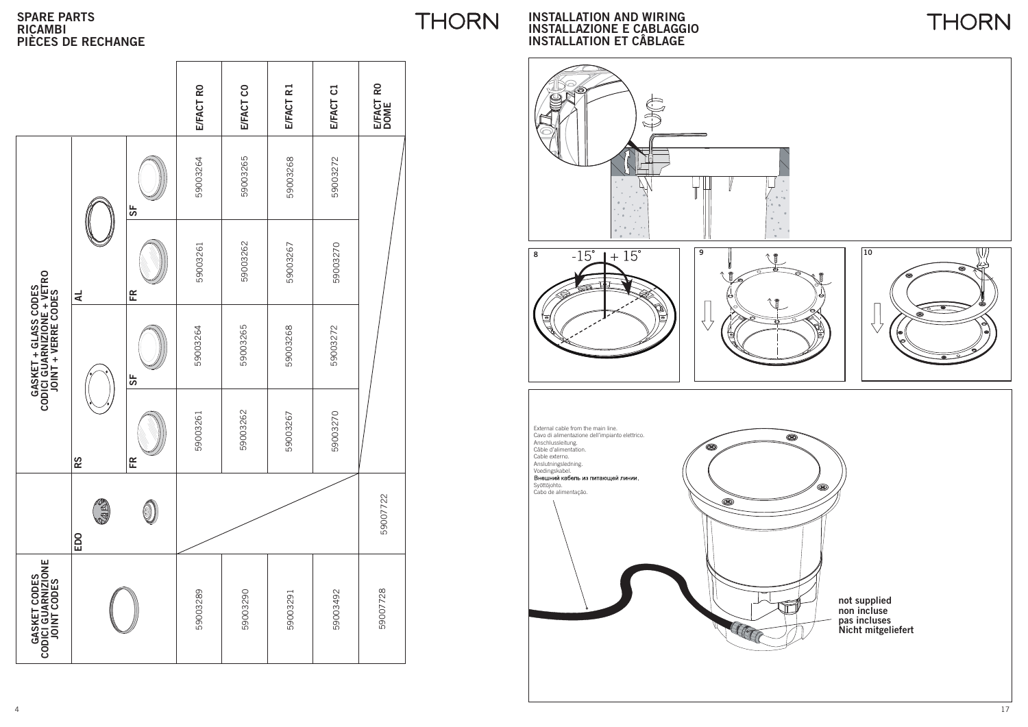# SPARE PARTS
# RICAMBI
# PIÈCES DE RECHANGE

| | | | E/FACT R0 | E/FACT C0 | E/FACT R1 | E/FACT C1 | E/FACT R0 DOME |
|---|---|---|---|---|---|---|---|
| GASKET + GLASS CODES / CODICI GUARNIZIONE + VETRO / JOINT + VERRE CODES | AL | SF | 59003264 | 59003265 | 59003268 | 59003272 | |
| | AL | FR | 59003261 | 59003262 | 59003267 | 59003270 | |
| | RS | SF | 59003264 | 59003265 | 59003268 | 59003272 | |
| | RS | FR | 59003261 | 59003262 | 59003267 | 59003270 | |
| | EDO | | | | | | 59007722 |
| GASKET CODES / CODICI GUARNIZIONE / JOINT CODES | | | 59003289 | 59003290 | 59003291 | 59003492 | 59007728 |

# INSTALLATION AND WIRING
# INSTALLAZIONE E CABLAGGIO
# INSTALLATION ET CÂBLAGE

8 -15° + 15°

9

10

External cable from the main line.
Cavo di alimentazione dell'impianto elettrico.
Anschlussleitung.
Câble d'alimentation.
Cable externo.
Anslutningsledning.
Voedingskabel.
Внешний кабель из питающей линии.
Syöttöjohto.
Cabo de alimentação.

not supplied
non incluse
pas incluses
Nicht mitgeliefert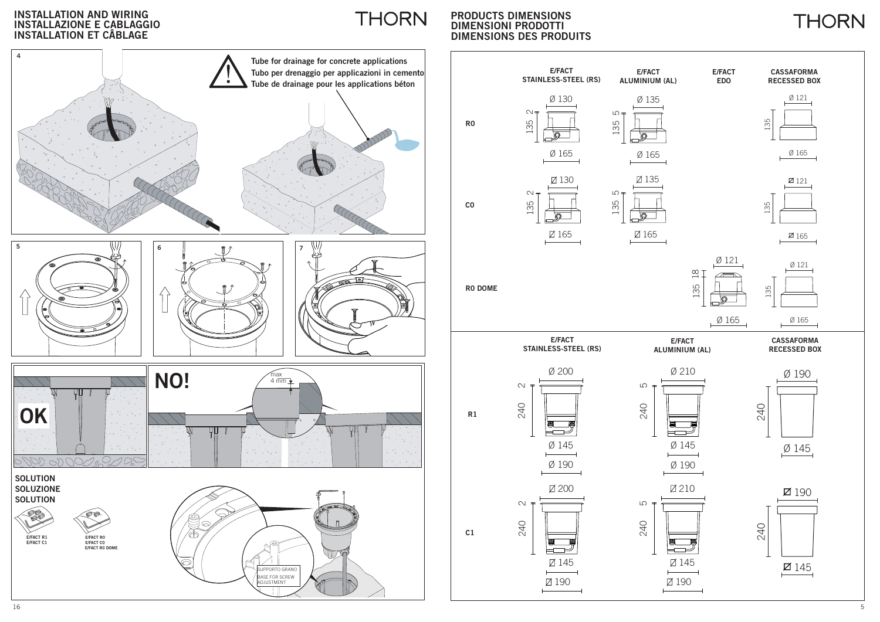## INSTALLATION AND WIRING
## INSTALLAZIONE E CABLAGGIO
## INSTALLATION ET CÂBLAGE

THORN

**4**

Tube for drainage for concrete applications
Tubo per drenaggio per applicazioni in cemento
Tube de drainage pour les applications béton

**5**

**6**

**7**

**OK**

**NO!**

max 4 mm

**SOLUTION**
**SOLUZIONE**
**SOLUTION**

E/FACT R1
E/FACT C1

E/FACT R0
E/FACT C0
E/FACT R0 DOME

SUPPORTO GRANO
BASE FOR SCREW ADJUSTMENT

## PRODUCTS DIMENSIONS
## DIMENSIONI PRODOTTI
## DIMENSIONS DES PRODUITS

THORN

| | E/FACT STAINLESS-STEEL (RS) | E/FACT ALUMINIUM (AL) | E/FACT EDO | CASSAFORMA RECESSED BOX |
|---|---|---|---|---|
| R0 | Ø 130; 2; 135; Ø 165 | Ø 135; 5; 135; Ø 165 | | Ø 121; 135; Ø 165 |
| C0 | ◻ 130; 2; 135; ◻ 165 | ◻ 135; 5; 135; ◻ 165 | | ◻ 121; 135; ◻ 165 |
| R0 DOME | | | Ø 121; 18; 135; Ø 165 | Ø 121; 135; Ø 165 |

| | E/FACT STAINLESS-STEEL (RS) | E/FACT ALUMINIUM (AL) | CASSAFORMA RECESSED BOX |
|---|---|---|---|
| R1 | Ø 200; 2; 240; Ø 145; Ø 190 | Ø 210; 5; 240; Ø 145; Ø 190 | Ø 190; 240; Ø 145 |
| C1 | ◻ 200; 2; 240; ◻ 145; ◻ 190 | ◻ 210; 5; 240; ◻ 145; ◻ 190 | ◻ 190; 240; ◻ 145 |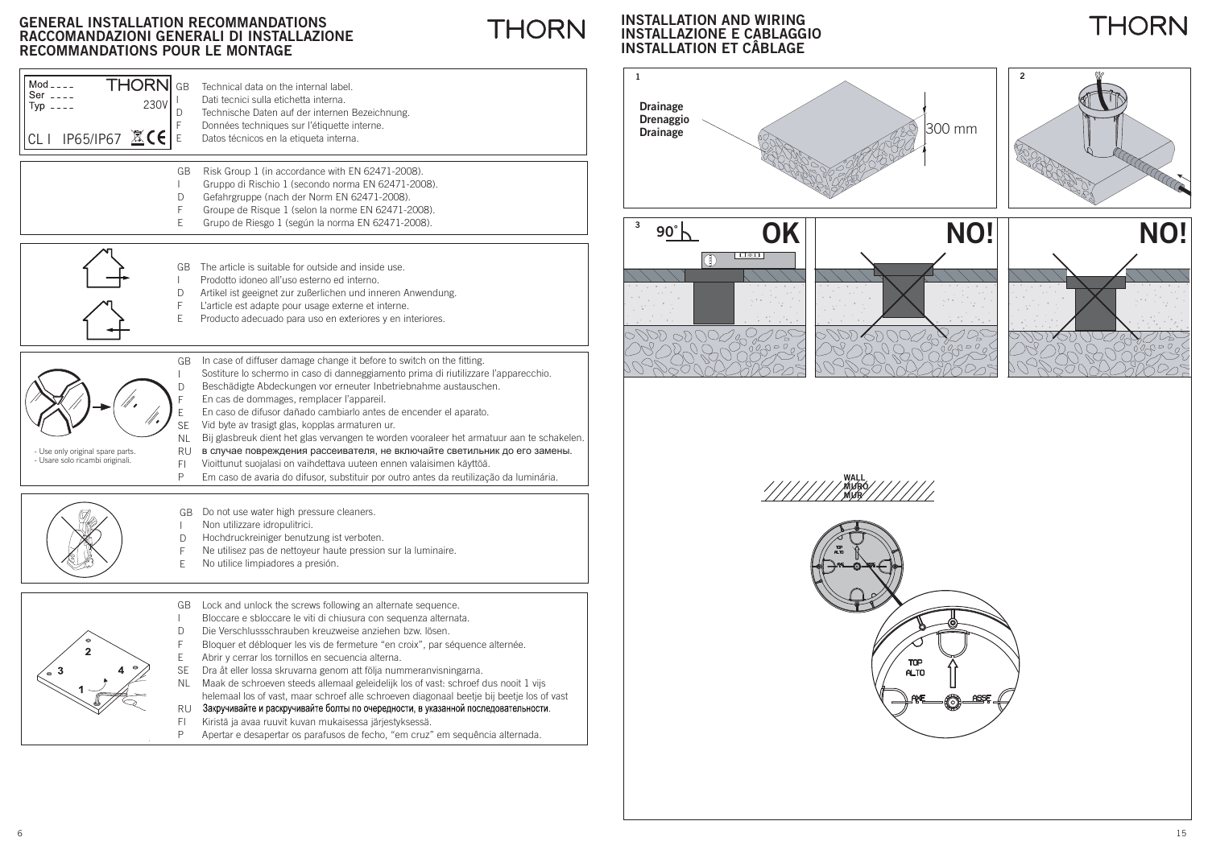# GENERAL INSTALLATION RECOMMANDATIONS
# RACCOMANDAZIONI GENERALI DI INSTALLAZIONE
# RECOMMANDATIONS POUR LE MONTAGE

Mod ----
Ser ----
Typ ----
THORN
230V
CL I IP65/IP67

- GB Technical data on the internal label.
- I Dati tecnici sulla etichetta interna.
- D Technische Daten auf der internen Bezeichnung.
- F Données techniques sur l'étiquette interne.
- E Datos técnicos en la etiqueta interna.

---

- GB Risk Group 1 (in accordance with EN 62471-2008).
- I Gruppo di Rischio 1 (secondo norma EN 62471-2008).
- D Gefahrgruppe (nach der Norm EN 62471-2008).
- F Groupe de Risque 1 (selon la norme EN 62471-2008).
- E Grupo de Riesgo 1 (según la norma EN 62471-2008).

---

- GB The article is suitable for outside and inside use.
- I Prodotto idoneo all'uso esterno ed interno.
- D Artikel ist geeignet zur zußerlichen und inneren Anwendung.
- F L'article est adapte pour usage externe et interne.
- E Producto adecuado para uso en exteriores y en interiores.

---

- GB In case of diffuser damage change it before to switch on the fitting.
- I Sostiture lo schermo in caso di danneggiamento prima di riutilizzare l'apparecchio.
- D Beschädigte Abdeckungen vor erneuter Inbetriebnahme austauschen.
- F En cas de dommages, remplacer l'appareil.
- E En caso de difusor dañado cambiarlo antes de encender el aparato.
- SE Vid byte av trasigt glas, kopplas armaturen ur.
- NL Bij glasbreuk dient het glas vervangen te worden vooraleer het armatuur aan te schakelen.
- RU в случае повреждения рассеивателя, не включайте светильник до его замены.
- FI Vioittunut suojalasi on vaihdettava uuteen ennen valaisimen käyttöä.
- P Em caso de avaria do difusor, substituir por outro antes da reutilização da luminária.

- Use only original spare parts.
- Usare solo ricambi originali.

---

- GB Do not use water high pressure cleaners.
- I Non utilizzare idropulitrici.
- D Hochdruckreiniger benutzung ist verboten.
- F Ne utilisez pas de nettoyeur haute pression sur la luminaire.
- E No utilice limpiadores a presión.

---

- GB Lock and unlock the screws following an alternate sequence.
- I Bloccare e sbloccare le viti di chiusura con sequenza alternata.
- D Die Verschlussschrauben kreuzweise anziehen bzw. lösen.
- F Bloquer et débloquer les vis de fermeture "en croix", par séquence alternée.
- E Abrir y cerrar los tornillos en secuencia alterna.
- SE Dra åt eller lossa skruvarna genom att följa nummeranvisningarna.
- NL Maak de schroeven steeds allemaal geleidelijk los of vast: schroef dus nooit 1 vijs helemaal los of vast, maar schroef alle schroeven diagonaal beetje bij beetje los of vast
- RU Закручивайте и раскручивайте болты по очередности, в указанной последовательности.
- FI Kiristä ja avaa ruuvit kuvan mukaisessa järjestyksessä.
- P Apertar e desapertar os parafusos de fecho, "em cruz" em sequência alternada.

# INSTALLATION AND WIRING
# INSTALLAZIONE E CABLAGGIO
# INSTALLATION ET CÂBLAGE

1

Drainage
Drenaggio
Drainage

300 mm

2

3

90°

OK

NO!

NO!

WALL
MURO
MUR

TOP
ALTO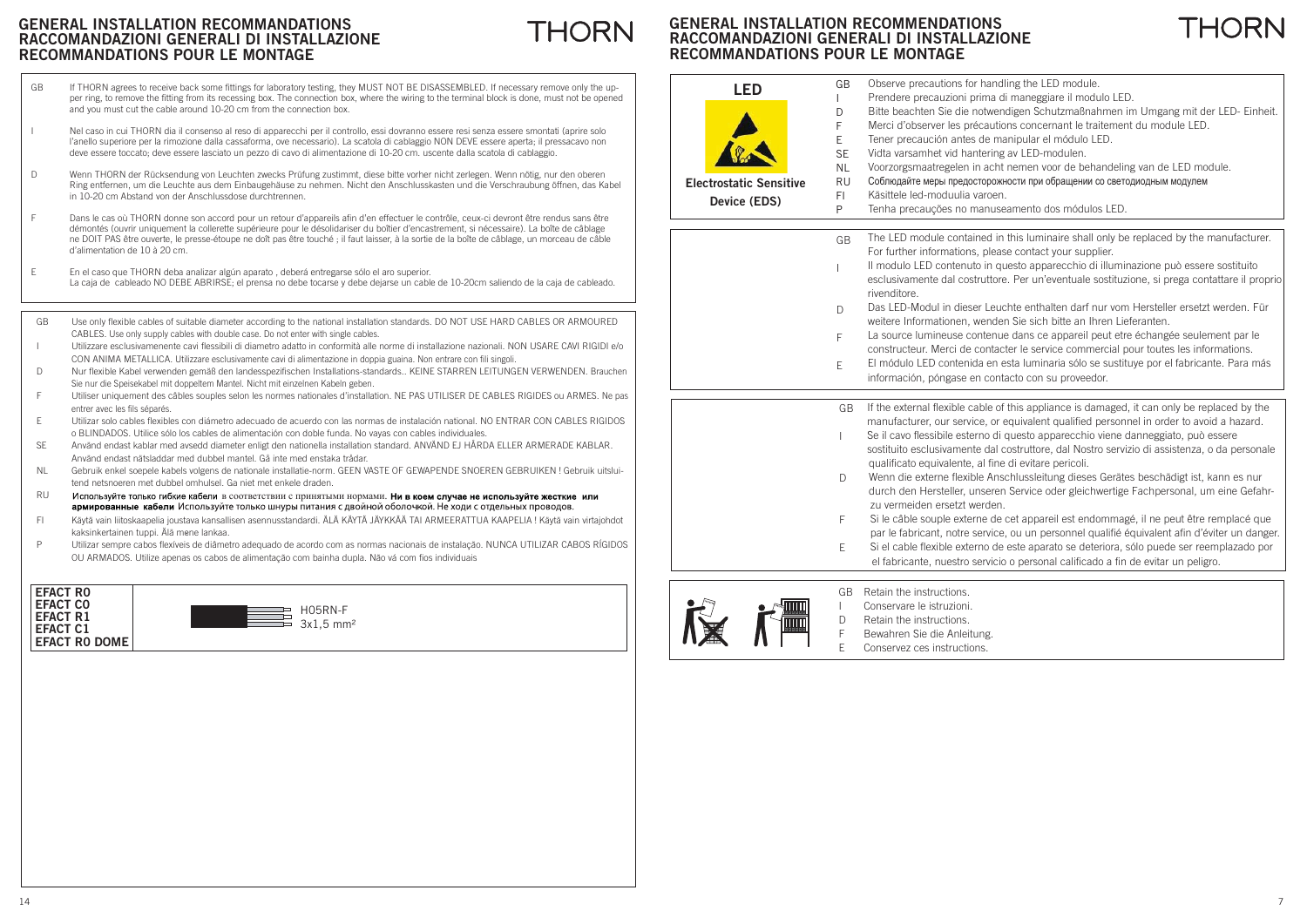## GENERAL INSTALLATION RECOMMANDATIONS
## RACCOMANDAZIONI GENERALI DI INSTALLAZIONE
## RECOMMANDATIONS POUR LE MONTAGE

THORN

GB If THORN agrees to receive back some fittings for laboratory testing, they MUST NOT BE DISASSEMBLED. If necessary remove only the upper ring, to remove the fitting from its recessing box. The connection box, where the wiring to the terminal block is done, must not be opened and you must cut the cable around 10-20 cm from the connection box.

I Nel caso in cui THORN dia il consenso al reso di apparecchi per il controllo, essi dovranno essere resi senza essere smontati (aprire solo l'anello superiore per la rimozione dalla cassaforma, ove necessario). La scatola di cablaggio NON DEVE essere aperta; il pressacavo non deve essere toccato; deve essere lasciato un pezzo di cavo di alimentazione di 10-20 cm. uscente dalla scatola di cablaggio.

D Wenn THORN der Rücksendung von Leuchten zwecks Prüfung zustimmt, diese bitte vorher nicht zerlegen. Wenn nötig, nur den oberen Ring entfernen, um die Leuchte aus dem Einbaugehäuse zu nehmen. Nicht den Anschlusskasten und die Verschraubung öffnen, das Kabel in 10-20 cm Abstand von der Anschlussdose durchtrennen.

F Dans le cas où THORN donne son accord pour un retour d'appareils afin d'en effectuer le contrôle, ceux-ci devront être rendus sans être démontés (ouvrir uniquement la collerette supérieure pour le désolidariser du boîtier d'encastrement, si nécessaire). La boîte de câblage ne DOIT PAS être ouverte, le presse-étoupe ne doit pas être touché ; il faut laisser, à la sortie de la boîte de câblage, un morceau de câble d'alimentation de 10 à 20 cm.

E En el caso que THORN deba analizar algún aparato , deberá entregarse sólo el aro superior.
La caja de cableado NO DEBE ABRIRSE; el prensa no debe tocarse y debe dejarse un cable de 10-20cm saliendo de la caja de cableado.

GB Use only flexible cables of suitable diameter according to the national installation standards. DO NOT USE HARD CABLES OR ARMOURED CABLES. Use only supply cables with double case. Do not enter with single cables.

I Utilizzare esclusivamenente cavi flessibili di diametro adatto in conformità alle norme di installazione nazionali. NON USARE CAVI RIGIDI e/o CON ANIMA METALLICA. Utilizzare esclusivamente cavi di alimentazione in doppia guaina. Non entrare con cavi singoli.

D Nur flexible Kabel verwenden gemäß den landesspezifischen Installations-standards.. KEINE STARREN LEITUNGEN VERWENDEN. Brauchen Sie nur die Speisekabel mit doppeltem Mantel. Nicht mit einzelnen Kabeln geben.

F Utiliser uniquement des câbles souples selon les normes nationales d'installation. NE PAS UTILISER DE CABLES RIGIDES ou ARMES. Ne pas entrer avec les fils séparés.

E Utilizar solo cables flexibles con diámetro adecuado de acuerdo con las normas de instalación national. NO ENTRAR CON CABLES RIGIDOS o BLINDADOS. Utilice sólo los cables de alimentación con doble funda. No vayas con cables individuales.

SE Använd endast kablar med avsedd diameter enligt den nationella installation standard. ANVÄND EJ HÅRDA ELLER ARMERADE KABLAR. Använd endast nätsladdar med dubbel mantel. Gå inte med enstaka trådar.

NL Gebruik enkel soepele kabels volgens de nationale installatie-norm. GEEN VASTE OF GEWAPENDE SNOEREN GEBRUIKEN ! Gebruik uitsluitend netsnoeren met dubbel omhulsel. Ga niet met enkele draden.

RU Используйте только гибкие кабели в соответствии с принятыми нормами. **Ни в коем случае не используйте жесткие или армированные кабели** Используйте только шнуры питания с двойной оболочкой. Не ходи с отдельных проводов.

FI Käytä vain liitoskaapelia joustava kansallisen asennusstandardi. ÄLÄ KÄYTÄ JÄYKKÄÄ TAI ARMEERATTUA KAAPELIA ! Käytä vain virtajohdot kaksinkertainen tuppi. Älä mene lankaa.

P Utilizar sempre cabos flexíveis de diâmetro adequado de acordo com as normas nacionais de instalação. NUNCA UTILIZAR CABOS RÍGIDOS OU ARMADOS. Utilize apenas os cabos de alimentação com bainha dupla. Não vá com fios individuais

| EFACT R0<br>EFACT C0<br>EFACT R1<br>EFACT C1<br>EFACT R0 DOME | H05RN-F<br>3x1,5 mm² |
|---|---|

## GENERAL INSTALLATION RECOMMENDATIONS
## RACCOMANDAZIONI GENERALI DI INSTALLAZIONE
## RECOMMANDATIONS POUR LE MONTAGE

THORN

**LED**

**Electrostatic Sensitive Device (EDS)**

GB Observe precautions for handling the LED module.
I Prendere precauzioni prima di maneggiare il modulo LED.
D Bitte beachten Sie die notwendigen Schutzmaßnahmen im Umgang mit der LED- Einheit.
F Merci d'observer les précautions concernant le traitement du module LED.
E Tener precaución antes de manipular el módulo LED.
SE Vidta varsamhet vid hantering av LED-modulen.
NL Voorzorgsmaatregelen in acht nemen voor de behandeling van de LED module.
RU Соблюдайте меры предосторожности при обращении со светодиодным модулем
FI Käsittele led-moduulia varoen.
P Tenha precauções no manuseamento dos módulos LED.

GB The LED module contained in this luminaire shall only be replaced by the manufacturer. For further informations, please contact your supplier.

I Il modulo LED contenuto in questo apparecchio di illuminazione può essere sostituito esclusivamente dal costruttore. Per un'eventuale sostituzione, si prega contattare il proprio rivenditore.

D Das LED-Modul in dieser Leuchte enthalten darf nur vom Hersteller ersetzt werden. Für weitere Informationen, wenden Sie sich bitte an Ihren Lieferanten.

F La source lumineuse contenue dans ce appareil peut etre échangée seulement par le constructeur. Merci de contacter le service commercial pour toutes les informations.

E El módulo LED contenida en esta luminaria sólo se sustituye por el fabricante. Para más información, póngase en contacto con su proveedor.

GB If the external flexible cable of this appliance is damaged, it can only be replaced by the manufacturer, our service, or equivalent qualified personnel in order to avoid a hazard.

I Se il cavo flessibile esterno di questo apparecchio viene danneggiato, può essere sostituito esclusivamente dal costruttore, dal Nostro servizio di assistenza, o da personale qualificato equivalente, al fine di evitare pericoli.

D Wenn die externe flexible Anschlussleitung dieses Gerätes beschädigt ist, kann es nur durch den Hersteller, unseren Service oder gleichwertige Fachpersonal, um eine Gefahr-zu vermeiden ersetzt werden.

F Si le câble souple externe de cet appareil est endommagé, il ne peut être remplacé que par le fabricant, notre service, ou un personnel qualifié équivalent afin d'éviter un danger.

E Si el cable flexible externo de este aparato se deteriora, sólo puede ser reemplazado por el fabricante, nuestro servicio o personal calificado a fin de evitar un peligro.

GB Retain the instructions.
I Conservare le istruzioni.
D Retain the instructions.
F Bewahren Sie die Anleitung.
E Conservez ces instructions.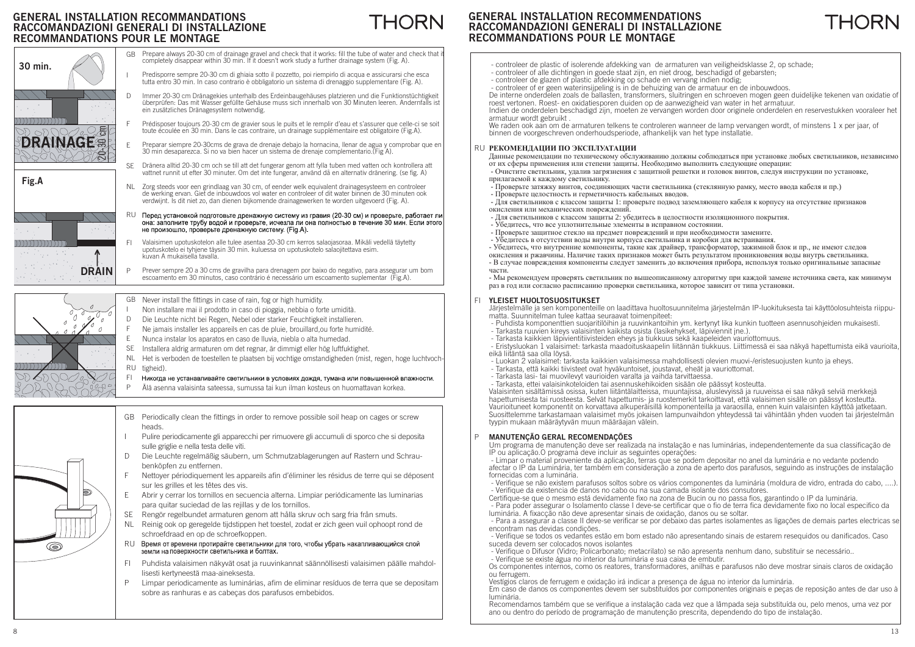# GENERAL INSTALLATION RECOMMANDATIONS
# RACCOMANDAZIONI GENERALI DI INSTALLAZIONE
# RECOMMANDATIONS POUR LE MONTAGE

30 min.

DRAINAGE 20-30 cm

Fig.A

DRAIN

GB Prepare always 20-30 cm of drainage gravel and check that it works: fill the tube of water and check that it completely disappear within 30 min. If it doesn't work study a further drainage system (Fig. A).

I Predisporre sempre 20-30 cm di ghiaia sotto il pozzetto, poi riempirlo di acqua e assicurarsi che esca tutta entro 30 min. In caso contrario è obbligatorio un sistema di drenaggio supplementare (Fig. A).

D Immer 20-30 cm Dränagekies unterhalb des Erdeinbaugehäuses platzieren und die Funktionstüchtigkeit überprüfen: Das mit Wasser gefüllte Gehäuse muss sich innerhalb von 30 Minuten leeren. Andernfalls ist ein zusätzliches Dränagesystem notwendig.

F Prédisposer toujours 20-30 cm de gravier sous le puits et le remplir d'eau et s'assurer que celle-ci se soit toute écoulée en 30 min. Dans le cas contraire, un drainage supplémentaire est obligatoire (Fig.A).

E Preparar siempre 20-30cms de grava de drenaje debajo la hornacina, llenar de agua y comprobar que en 30 min desaparezca. Si no va bien hacer un sistema de drenaje complementario.(Fig A).

SE Dränera alltid 20-30 cm och se till att det fungerar genom att fylla tuben med vatten och kontrollera att vattnet runnit ut efter 30 minuter. Om det inte fungerar, använd då en alternativ dränering. (se fig. A)

NL Zorg steeds voor een grindlaag van 30 cm, of eender welk equivalent drainagesysteem en controleer de werking ervan. Giet de inbouwdoos vol water en controleer of dit water binnen de 30 minuten ook verdwijnt. Is dit niet zo, dan dienen bijkomende drainagewerken te worden uitgevoerd (Fig. A).

RU Перед установкой подготовьте дренажную систему из гравия (20-30 см) и проверьте, работает ли она: заполните трубу водой и проверьте, исчезла ли она полностью в течение 30 мин. Если этого не произошло, проверьте дренажную систему. (Fig.A).

FI Valaisimen upotuskotelon alle tulee asentaa 20-30 cm kerros salaojasoraa. Mikäli vedellä täytetty upotuskotelo ei tyhjene täysin 30 min. kuluessa on upotuskotelo salaojitettava esim. kuvan A mukaisella tavalla.

P Prever sempre 20 a 30 cms de gravilha para drenagem por baixo do negativo, para assegurar um bom escoamento em 30 minutos, caso contrário é necessário um escoamento suplementar (Fig.A).

GB Never install the fittings in case of rain, fog or high humidity.
I Non installare mai il prodotto in caso di pioggia, nebbia o forte umidità.
D Die Leuchte nicht bei Regen, Nebel oder starker Feuchtigkeit installieren.
F Ne jamais installer les appareils en cas de pluie, brouillard,ou forte humidité.
E Nunca instalar los aparatos en caso de lluvia, niebla o alta humedad.
SE Installera aldrig armaturen om det regnar, är dimmigt eller hög luftfuktighet.
NL Het is verboden de toestellen te plaatsen bij vochtige omstandigheden (mist, regen, hoge luchtvochtigheid).
RU Никогда не устанавливайте светильники в условиях дождя, тумана или повышенной влажности.
FI Älä asenna valaisinta sateessa, sumussa tai kun ilman kosteus on huomattavan korkea.

GB Periodically clean the fittings in order to remove possible soil heap on cages or screw heads.
I Pulire periodicamente gli apparecchi per rimuovere gli accumuli di sporco che si deposita sulle griglie e nella testa delle viti.
D Die Leuchte regelmäßig säubern, um Schmutzablagerungen auf Rastern und Schraubenköpfen zu entfernen.
F Nettoyer périodiquement les appareils afin d'éliminer les résidus de terre qui se déposent sur les grilles et les têtes des vis.
E Abrir y cerrar los tornillos en secuencia alterna. Limpiar periódicamente las luminarias para quitar suciedad de las rejillas y de los tornillos.
SE Rengör regelbundet armaturen genom att hålla skruv och sarg fria från smuts.
NL Reinig ook op geregelde tijdstippen het toestel, zodat er zich geen vuil ophoopt rond de schroefdraad en op de schroefkoppen.
RU Время от времени протирайте светильники для того, чтобы убрать накапливающийся слой земли на поверхности светильника и болтах.
FI Puhdista valaisimen näkyvät osat ja ruuvinkannat säännöllisesti valaisimen päälle mahdollisesti kertyneestä maa-aineksesta.
P Limpar periodicamente as luminárias, afim de eliminar resíduos de terra que se depositam sobre as ranhuras e as cabeças dos parafusos embebidos.

---

# GENERAL INSTALLATION RECOMMENDATIONS
# RACCOMANDAZIONI GENERALI DI INSTALLAZIONE
# RECOMMANDATIONS POUR LE MONTAGE

- controleer de plastic of isolerende afdekking van de armaturen van veiligheidsklasse 2, op schade;
- controleer of alle dichtingen in goede staat zijn, en niet droog, beschadigd of gebarsten;
- controleer de glazen of plastic afdekking op schade en vervang indien nodig;
- controleer of er geen waterinsijpeling is in de behuizing van de armatuur en de inbouwdoos.

De interne onderdelen zoals de ballasten, transformers, sluitringen en schroeven mogen geen duidelijke tekenen van oxidatie of roest vertonen. Roest- en oxidatiesporen duiden op de aanwezigheid van water in het armatuur.
Indien de onderdelen beschadigd zijn, moeten ze vervangen worden door originele onderdelen en reservestukken vooraleer het armatuur wordt gebruikt .
We raden ook aan om de armaturen telkens te controleren wanneer de lamp vervangen wordt, of minstens 1 x per jaar, of binnen de voorgeschreven onderhoudsperiode, afhankelijk van het type installatie.

## RU РЕКОМЕНДАЦИИ ПО ЭКСПЛУАТАЦИИ

Данные рекомендации по техническому обслуживанию должны соблюдаться при установке любых светильников, независимо от их сферы применения или степени защиты. Необходимо выполнить следующие операции:
- Очистите светильник, удалив загрязнения с защитной решетки и головок винтов, следуя инструкции по установке, прилагаемой к каждому светильнику.
- Проверьте затяжку винтов, соединяющих части светильника (стеклянную рамку, место ввода кабеля и пр.)
- Проверьте целостность и герметичность кабельных вводов.
- Для светильников с классом защиты 1: проверьте подвод заземляющего кабеля к корпусу на отсутствие признаков окисления или механических повреждений.
- Для светильников с классом защиты 2: убедитесь в целостности изоляционного покрытия.
- Убедитесь, что все уплотнительные элементы в исправном состоянии.
- Проверьте защитное стекло на предмет повреждений и при необходимости замените.
- Убедитесь в отсутствии воды внутри корпуса светильника и коробки для встраивания.
- Убедитесь, что внутренние компоненты, такие как драйвер, трансформатор, зажимной блок и пр., не имеют следов окисления и ржавчины. Наличие таких признаков может быть результатом проникновения воды внутрь светильника.
- В случае повреждения компоненты следует заменить до включения прибора, используя только оригинальные запасные части.
- Мы рекомендуем проверять светильник по вышеописанному алгоритму при каждой замене источника света, как минимум раз в год или согласно расписанию проверки светильника, которое зависит от типа установки.

## FI YLEISET HUOLTOSUOSITUKSET

Järjestelmälle ja sen komponenteille on laadittava huoltosuunnitelma järjestelmän IP-luokituksesta tai käyttöolosuhteista riippumatta. Suunnitelman tulee kattaa seuraavat toimenpiteet:
- Puhdista komponenttien suojaritilöihin ja ruuvinkantoihin ym. kertynyt lika kunkin tuotteen asennusohjeiden mukaisesti.
- Tarkasta ruuvien kireys valaisinten kaikista osista (lasikehykset, läpiviennit jne.).
- Tarkasta kaikkien läpivientitiivisteiden eheys ja tiukkuus sekä kaapeleiden vauriottomuus.
- Eristysluokan 1 valaisimet: tarkasta maadoituskaapelin liitännän tiukkuus. Liittimessä ei saa näkyä hapettumista eikä vaurioita, eikä liitäntä saa olla löysä.
- Luokan 2 valaisimet: tarkasta kaikkien valaisimessa mahdollisesti olevien muovi-/eristesuojusten kunto ja eheys.
- Tarkasta, että kaikki tiivisteet ovat hyväkuntoiset, joustavat, eheät ja vauriottomat.
- Tarkasta lasi- tai muovilevyt vaurioiden varalta ja vaihda tarvittaessa.
- Tarkasta, ettei valaisinkoteloiden tai asennuskehikoiden sisään ole päässyt kosteutta.

Valaisinten sisältämissä osissa, kuten liitäntälaitteissa, muuntajissa, aluslevyissä ja ruuveissa ei saa näkyä selviä merkkejä hapettumisesta tai ruosteesta. Selvät hapettumis- ja ruostemerkit tarkoittavat, että valaisimen sisälle on päässyt kosteutta. Vaurioituneet komponentit on korvattava alkuperäisillä komponenteilla ja varaosilla, ennen kuin valaisinten käyttöä jatketaan. Suosittelemme tarkastamaan valaisimet myös jokaisen lampunvaihdon yhteydessä tai vähintään yhden vuoden tai järjestelmän tyypin mukaan määräytyvän muun määräajan välein.

## P MANUTENÇÃO GERAL RECOMENDAÇÕES

Um programa de manutenção deve ser realizada na instalação e nas luminárias, independentemente da sua classificação de IP ou aplicação.O programa deve incluir as seguintes operações:
- Limpar o material proveniente da aplicação, terras que se podem depositar no anel da luminária e no vedante podendo afectar o IP da Luminária, ter também em consideração a zona de aperto dos parafusos, seguindo as instruções de instalação fornecidas com a luminária.
- Verifique se não existem parafusos soltos sobre os vários componentes da luminária (moldura de vidro, entrada do cabo, ....).
- Verifique da existencia de danos no cabo ou na sua camada isolante dos consutores.
Certifique-se que o mesmo está devidamente fixo na zona de Bucin ou no passa fios, garantindo o IP da luminária.
- Para poder assegurar o Isolamento classe I deve-se certificar que o fio de terra fica devidamente fixo no local especifico da luminária. A fixacção não deve apresentar sinais de oxidação, danos ou se soltar.
- Para a assegurar a classe II deve-se verificar se por debaixo das partes isolamentes as ligações de demais partes electricas se encontram nas devidas condições.
- Verifique se todos os vedantes estão em bom estado não apresentando sinais de estarem resequidos ou danificados. Caso suceda devem ser colocados novos isolantes
- Verifique o Difusor (Vidro; Policarbonato; metacrilato) se não apresenta nenhum dano, substituir se necessário..
- Verifique se existe água no interior da luminária e sua caixa de embutir.

Os componentes internos, como os reatores, transformadores, anilhas e parafusos não deve mostrar sinais claros de oxidação ou ferrugem.
Vestígios claros de ferrugem e oxidação irá indicar a presença de água no interior da luminária.
Em caso de danos os componentes devem ser substituídos por componentes originais e peças de reposição antes de dar uso à luminária.
Recomendamos também que se verifique a instalação cada vez que a lâmpada seja substituída ou, pelo menos, uma vez por ano ou dentro do período de programação de manutenção prescrita, dependendo do tipo de instalação.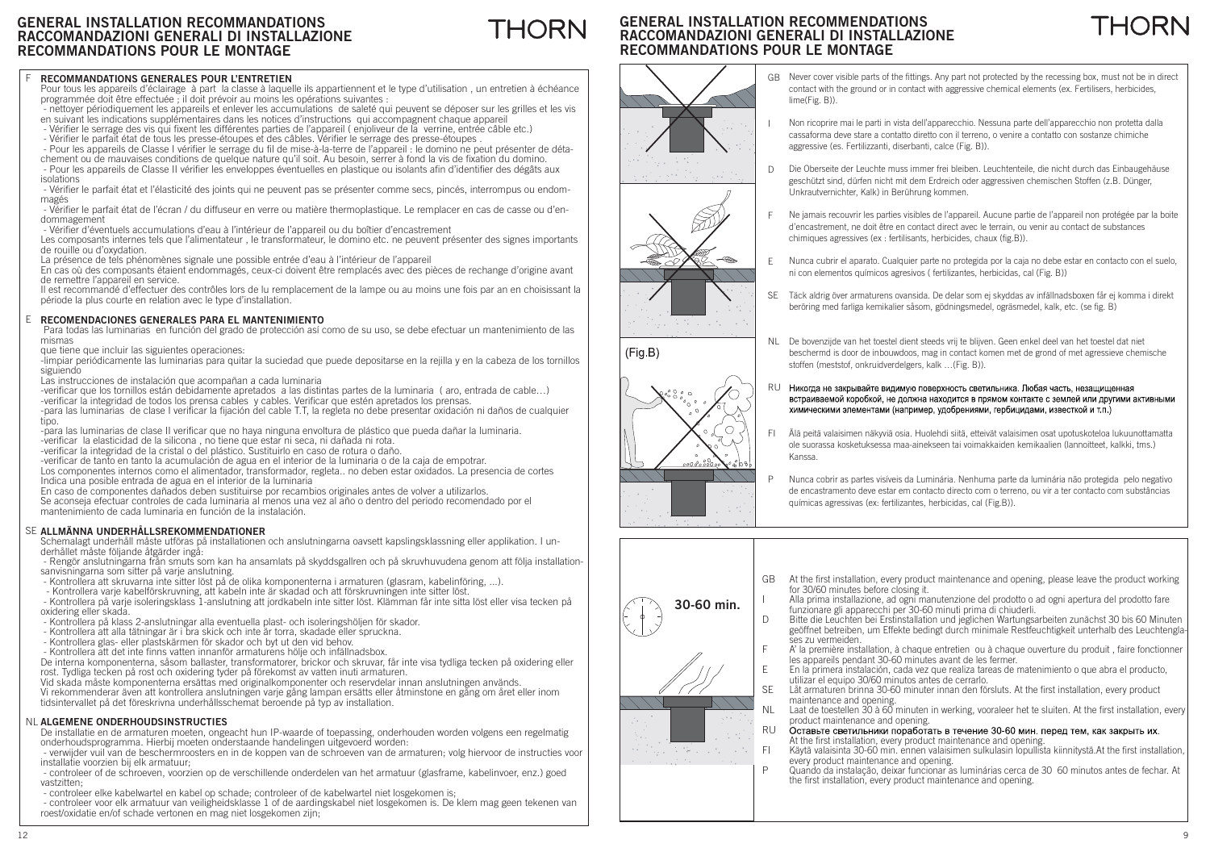# GENERAL INSTALLATION RECOMMANDATIONS
# RACCOMANDAZIONI GENERALI DI INSTALLAZIONE
# RECOMMANDATIONS POUR LE MONTAGE

## F RECOMMANDATIONS GENERALES POUR L'ENTRETIEN

Pour tous les appareils d'éclairage à part la classe à laquelle ils appartiennent et le type d'utilisation , un entretien à échéance programmée doit être effectuée ; il doit prévoir au moins les opérations suivantes :

- nettoyer périodiquement les appareils et enlever les accumulations de saleté qui peuvent se déposer sur les grilles et les vis en suivant les indications supplémentaires dans les notices d'instructions qui accompagnent chaque appareil
- Vérifier le serrage des vis qui fixent les différentes parties de l'appareil ( enjoliveur de la verrine, entrée câble etc.)
- Vérifier le parfait état de tous les presse-étoupes et des câbles. Vérifier le serrage des presse-étoupes .
- Pour les appareils de Classe I vérifier le serrage du fil de mise-à-la-terre de l'appareil : le domino ne peut présenter de détachement ou de mauvaises conditions de quelque nature qu'il soit. Au besoin, serrer à fond la vis de fixation du domino.
- Pour les appareils de Classe II vérifier les enveloppes éventuelles en plastique ou isolants afin d'identifier des dégâts aux isolations
- Vérifier le parfait état et l'élasticité des joints qui ne peuvent pas se présenter comme secs, pincés, interrompus ou endommagés
- Vérifier le parfait état de l'écran / du diffuseur en verre ou matière thermoplastique. Le remplacer en cas de casse ou d'endommagement
- Vérifier d'éventuels accumulations d'eau à l'intérieur de l'appareil ou du boîtier d'encastrement

Les composants internes tels que l'alimentateur , le transformateur, le domino etc. ne peuvent présenter des signes importants de rouille ou d'oxydation.

La présence de tels phénomènes signale une possible entrée d'eau à l'intérieur de l'appareil

En cas où des composants étaient endommagés, ceux-ci doivent être remplacés avec des pièces de rechange d'origine avant de remettre l'appareil en service.

Il est recommandé d'effectuer des contrôles lors de lu remplacement de la lampe ou au moins une fois par an en choisissant la période la plus courte en relation avec le type d'installation.

## E RECOMENDACIONES GENERALES PARA EL MANTENIMIENTO

Para todas las luminarias en función del grado de protección así como de su uso, se debe efectuar un mantenimiento de las mismas que tiene que incluir las siguientes operaciones:

-limpiar periódicamente las luminarias para quitar la suciedad que puede depositarse en la rejilla y en la cabeza de los tornillos siguiendo

Las instrucciones de instalación que acompañan a cada luminaria

-verificar que los tornillos están debidamente apretados a las distintas partes de la luminaria ( aro, entrada de cable…)

-verificar la integridad de todos los prensa cables y cables. Verificar que estén apretados los prensas.

-para las luminarias de clase I verificar la fijación del cable T.T, la regleta no debe presentar oxidación ni daños de cualquier tipo.

-para las luminarias de clase II verificar que no haya ninguna envoltura de plástico que pueda dañar la luminaria.

-verificar la elasticidad de la silicona , no tiene que estar ni seca, ni dañada ni rota.

-verificar la integridad de la cristal o del plástico. Sustituirlo en caso de rotura o daño.

-verificar de tanto en tanto la acumulación de agua en el interior de la luminaria o de la caja de empotrar.

Los componentes internos como el alimentador, transformador, regleta.. no deben estar oxidados. La presencia de cortes Indica una posible entrada de agua en el interior de la luminaria

En caso de componentes dañados deben sustituirse por recambios originales antes de volver a utilizarlos.

Se aconseja efectuar controles de cada luminaria al menos una vez al año o dentro del periodo recomendado por el mantenimiento de cada luminaria en función de la instalación.

## SE ALLMÄNNA UNDERHÅLLSREKOMMENDATIONER

Schemalagt underhåll måste utföras på installationen och anslutningarna oavsett kapslingsklassning eller applikation. I underhållet måste följande åtgärder ingå:

- Rengör anslutningarna från smuts som kan ha ansamlats på skyddsgallren och på skruvhuvudena genom att följa installationsanvisningarna som sitter på varje anslutning.
- Kontrollera att skruvarna inte sitter löst på de olika komponenterna i armaturen (glasram, kabelinföring, ...).
- Kontrollera varje kabelförskruvning, att kabeln inte är skadad och att förskruvningen inte sitter löst.
- Kontrollera på varje isoleringsklass 1-anslutning att jordkabeln inte sitter löst. Klämman får inte sitta löst eller visa tecken på oxidering eller skada.
- Kontrollera på klass 2-anslutningar alla eventuella plast- och isoleringshöljen för skador.
- Kontrollera att alla tätningar är i bra skick och inte är torra, skadade eller spruckna.
- Kontrollera glas- eller plastskärmen för skador och byt ut den vid behov.
- Kontrollera att det inte finns vatten innanför armaturens hölje och infällnadsbox.

De interna komponenterna, såsom ballaster, transformatorer, brickor och skruvar, får inte visa tydliga tecken på oxidering eller rost. Tydliga tecken på rost och oxidering tyder på förekomst av vatten inuti armaturen.

Vid skada måste komponenterna ersättas med originalkomponenter och reservdelar innan anslutningen används.

Vi rekommenderar även att kontrollera anslutningen varje gång lampan ersätts eller åtminstone en gång om året eller inom tidsintervallet på det föreskrivna underhållsschemat beroende på typ av installation.

## NL ALGEMENE ONDERHOUDSINSTRUCTIES

De installatie en de armaturen moeten, ongeacht hun IP-waarde of toepassing, onderhouden worden volgens een regelmatig onderhoudsprogramma. Hierbij moeten onderstaande handelingen uitgevoerd worden:

- verwijder vuil van de beschermroosters en in de koppen van de schroeven van de armaturen; volg hiervoor de instructies voor installatie voorzien bij elk armatuur;
- controleer of de schroeven, voorzien op de verschillende onderdelen van het armatuur (glasframe, kabelinvoer, enz.) goed vastzitten;
- controleer elke kabelwartel en kabel op schade; controleer of de kabelwartel niet losgekomen is;
- controleer voor elk armatuur van veiligheidsklasse 1 of de aardingskabel niet losgekomen is. De klem mag geen tekenen van roest/oxidatie en/of schade vertonen en mag niet losgekomen zijn;

---

(Fig.B)

GB Never cover visible parts of the fittings. Any part not protected by the recessing box, must not be in direct contact with the ground or in contact with aggressive chemical elements (ex. Fertilisers, herbicides, lime(Fig. B)).

I Non ricoprire mai le parti in vista dell'apparecchio. Nessuna parte dell'apparecchio non protetta dalla cassaforma deve stare a contatto diretto con il terreno, o venire a contatto con sostanze chimiche aggressive (es. Fertilizzanti, diserbanti, calce (Fig. B)).

D Die Oberseite der Leuchte muss immer frei bleiben. Leuchtenteile, die nicht durch das Einbaugehäuse geschützt sind, dürfen nicht mit dem Erdreich oder aggressiven chemischen Stoffen (z.B. Dünger, Unkrautvernichter, Kalk) in Berührung kommen.

F Ne jamais recouvrir les parties visibles de l'appareil. Aucune partie de l'appareil non protégée par la boite d'encastrement, ne doit être en contact direct avec le terrain, ou venir au contact de substances chimiques agressives (ex : fertilisants, herbicides, chaux (fig.B)).

E Nunca cubrir el aparato. Cualquier parte no protegida por la caja no debe estar en contacto con el suelo, ni con elementos químicos agresivos ( fertilizantes, herbicidas, cal (Fig. B))

SE Täck aldrig över armaturens ovansida. De delar som ej skyddas av infällnadsboxen får ej komma i direkt beröring med farliga kemikalier såsom, gödningsmedel, ogräsmedel, kalk, etc. (se fig. B)

NL De bovenzijde van het toestel dient steeds vrij te blijven. Geen enkel deel van het toestel dat niet beschermd is door de inbouwdoos, mag in contact komen met de grond of met agressieve chemische stoffen (meststof, onkruidverdelgers, kalk …(Fig. B)).

RU Никогда не закрывайте видимую поверхность светильника. Любая часть, незащищенная встраиваемой коробкой, не должна находится в прямом контакте с землей или другими активными химическими элементами (например, удобрениями, гербицидами, известкой и т.п.)

FI Älä peitä valaisimen näkyviä osia. Huolehdi siitä, etteivät valaisimen osat upotuskoteloa lukuunottamatta ole suorassa kosketuksessa maa-ainekseen tai voimakkaiden kemikaalien (lannoitteet, kalkki, tms.) Kanssa.

P Nunca cobrir as partes visíveis da Luminária. Nenhuma parte da luminária não protegida pelo negativo de encastramento deve estar em contacto directo com o terreno, ou vir a ter contacto com substâncias químicas agressivas (ex: fertilizantes, herbicidas, cal (Fig.B)).

---

30-60 min.

GB At the first installation, every product maintenance and opening, please leave the product working for 30/60 minutes before closing it.

I Alla prima installazione, ad ogni manutenzione del prodotto o ad ogni apertura del prodotto fare funzionare gli apparecchi per 30-60 minuti prima di chiuderli.

D Bitte die Leuchten bei Erstinstallation und jeglichen Wartungsarbeiten zunächst 30 bis 60 Minuten geöffnet betreiben, um Effekte bedingt durch minimale Restfeuchtigkeit unterhalb des Leuchtenglases zu vermeiden.

F A' la première installation, à chaque entretien ou à chaque ouverture du produit , faire fonctionner les appareils pendant 30-60 minutes avant de les fermer.

E En la primera instalación, cada vez que realiza tareas de matenimiento o que abra el producto, utilizar el equipo 30/60 minutos antes de cerrarlo.

SE Låt armaturen brinna 30-60 minuter innan den försluts. At the first installation, every product maintenance and opening.

NL Laat de toestellen 30 à 60 minuten in werking, vooraleer het te sluiten. At the first installation, every product maintenance and opening.

RU Оставьте светильники поработать в течение 30-60 мин. перед тем, как закрыть их. At the first installation, every product maintenance and opening.

FI Käytä valaisinta 30-60 min. ennen valaisimen sulkulasin lopullista kiinnitystä.At the first installation, every product maintenance and opening.

P Quando da instalação, deixar funcionar as luminárias cerca de 30 60 minutos antes de fechar. At the first installation, every product maintenance and opening.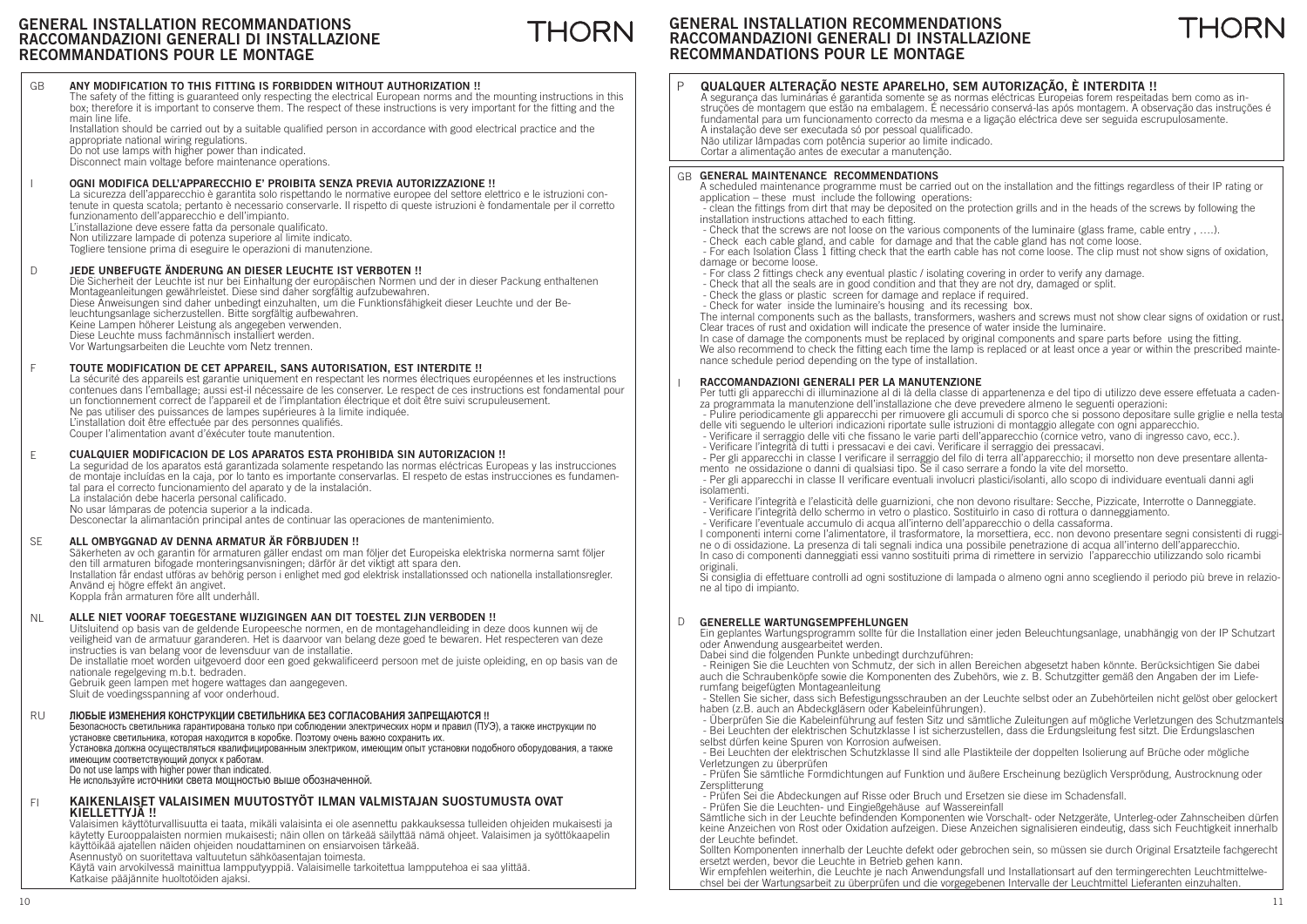# GENERAL INSTALLATION RECOMMENDATIONS
# RACCOMANDAZIONI GENERALI DI INSTALLAZIONE
# RECOMMENDATIONS POUR LE MONTAGE

THORN

## GB ANY MODIFICATION TO THIS FITTING IS FORBIDDEN WITHOUT AUTHORIZATION !!

The safety of the fitting is guaranteed only respecting the electrical European norms and the mounting instructions in this box; therefore it is important to conserve them. The respect of these instructions is very important for the fitting and the main line life.
Installation should be carried out by a suitable qualified person in accordance with good electrical practice and the appropriate national wiring regulations.
Do not use lamps with higher power than indicated.
Disconnect main voltage before maintenance operations.

## I OGNI MODIFICA DELL'APPARECCHIO E' PROIBITA SENZA PREVIA AUTORIZZAZIONE !!

La sicurezza dell'apparecchio è garantita solo rispettando le normative europee del settore elettrico e le istruzioni contenute in questa scatola; pertanto è necessario conservarle. Il rispetto di queste istruzioni è fondamentale per il corretto funzionamento dell'apparecchio e dell'impianto.
L'installazione deve essere fatta da personale qualificato.
Non utilizzare lampade di potenza superiore al limite indicato.
Togliere tensione prima di eseguire le operazioni di manutenzione.

## D JEDE UNBEFUGTE ÄNDERUNG AN DIESER LEUCHTE IST VERBOTEN !!

Die Sicherheit der Leuchte ist nur bei Einhaltung der europäischen Normen und der in dieser Packung enthaltenen Montageanleitungen gewährleistet. Diese sind daher sorgfältig aufzubewahren.
Diese Anweisungen sind daher unbedingt einzuhalten, um die Funktionsfähigkeit dieser Leuchte und der Beleuchtungsanlage sicherzustellen. Bitte sorgfältig aufbewahren.
Keine Lampen höherer Leistung als angegeben verwenden.
Diese Leuchte muss fachmännisch installiert werden.
Vor Wartungsarbeiten die Leuchte vom Netz trennen.

## F TOUTE MODIFICATION DE CET APPAREIL, SANS AUTORISATION, EST INTERDITE !!

La sécurité des appareils est garantie uniquement en respectant les normes électriques européennes et les instructions contenues dans l'emballage; aussi est-il nécessaire de les conserver. Le respect de ces instructions est fondamental pour un fonctionnement correct de l'appareil et de l'implantation électrique et doit être suivi scrupuleusement.
Ne pas utiliser des puissances de lampes supérieures à la limite indiquée.
L'installation doit être effectuée par des personnes qualifiés.
Couper l'alimentation avant d'éxécuter toute manutention.

## E CUALQUIER MODIFICACION DE LOS APARATOS ESTA PROHIBIDA SIN AUTORIZACION !!

La seguridad de los aparatos está garantizada solamente respetando las normas eléctricas Europeas y las instrucciones de montaje incluidas en la caja, por lo tanto es importante conservarlas. El respeto de estas instrucciones es fundamental para el correcto funcionamiento del aparato y de la instalación.
La instalación debe hacerla personal calificado.
No usar lámparas de potencia superior a la indicada.
Desconectar la alimentación principal antes de continuar las operaciones de mantenimiento.

## SE ALL OMBYGGNAD AV DENNA ARMATUR ÄR FÖRBJUDEN !!

Säkerheten av och garantin för armaturen gäller endast om man följer det Europeiska elektriska normerna samt följer den till armaturen bifogade monteringsanvisningen; därför är det viktigt att spara den.
Installation får endast utföras av behörig person i enlighet med god elektrisk installationssed och nationella installationsregler.
Använd ej högre effekt än angivet.
Koppla från armaturen före allt underhåll.

## NL ALLE NIET VOORAF TOEGESTANE WIJZIGINGEN AAN DIT TOESTEL ZIJN VERBODEN !!

Uitsluitend op basis van de geldende Europeesche normen, en de montagehandleiding in deze doos kunnen wij de veiligheid van de armatuur garanderen. Het is daarvoor van belang deze goed te bewaren. Het respecteren van deze instructies is van belang voor de levensduur van de installatie.
De installatie moet worden uitgevoerd door een goed gekwalificeerd persoon met de juiste opleiding, en op basis van de nationale regelgeving m.b.t. bedraden.
Gebruik geen lampen met hogere wattages dan aangegeven.
Sluit de voedingsspanning af voor onderhoud.

## RU ЛЮБЫЕ ИЗМЕНЕНИЯ КОНСТРУКЦИИ СВЕТИЛЬНИКА БЕЗ СОГЛАСОВАНИЯ ЗАПРЕЩАЮТСЯ !!

Безопасность светильника гарантирована только при соблюдении электрических норм и правил (ПУЭ), а также инструкции по установке светильника, которая находится в коробке. Поэтому очень важно сохранить их.
Установка должна осуществляться квалифицированным электриком, имеющим опыт установки подобного оборудования, а также имеющим соответствующий допуск к работам.
Do not use lamps with higher power than indicated.
Не используйте источники света мощностью выше обозначенной.

## FI KAIKENLAISET VALAISIMEN MUUTOSTYÖT ILMAN VALMISTAJAN SUOSTUMUSTA OVAT KIELLETTYJÄ !!

Valaisimen käyttöturvallisuutta ei taata, mikäli valaisinta ei ole asennettu pakkauksessa tulleiden ohjeiden mukaisesti ja käytetty Eurooppalaisten normien mukaisesti; näin ollen on tärkeää säilyttää nämä ohjeet. Valaisimen ja syöttökaapelin käyttöikää ajatellen näiden ohjeiden noudattaminen on ensiarvoisen tärkeää.
Asennustyö on suoritettava valtuutetun sähköasentajan toimesta.
Käytä vain arvokilvessä mainittua lampputyyppiä. Valaisimelle tarkoitettua lampputehoa ei saa ylittää.
Katkaise pääjännite huoltotöiden ajaksi.

## P QUALQUER ALTERAÇÃO NESTE APARELHO, SEM AUTORIZAÇÃO, È INTERDITA !!

A segurança das luminárias é garantida somente se as normas eléctricas Europeias forem respeitadas bem como as instruções de montagem que estão na embalagem. É necessário conservá-las após montagem. A observação das instruções é fundamental para um funcionamento correcto da mesma e a ligação eléctrica deve ser seguida escrupulosamente.
A instalação deve ser executada só por pessoal qualificado.
Não utilizar lâmpadas com potência superior ao limite indicado.
Cortar a alimentação antes de executar a manutenção.

## GB GENERAL MAINTENANCE RECOMMENDATIONS

A scheduled maintenance programme must be carried out on the installation and the fittings regardless of their IP rating or application – these must include the following operations:
- clean the fittings from dirt that may be deposited on the protection grills and in the heads of the screws by following the installation instructions attached to each fitting.
- Check that the screws are not loose on the various components of the luminaire (glass frame, cable entry , ….).
- Check each cable gland, and cable for damage and that the cable gland has not come loose.
- For each Isolation Class 1 fitting check that the earth cable has not come loose. The clip must not show signs of oxidation, damage or become loose.
- For class 2 fittings check any eventual plastic / isolating covering in order to verify any damage.
- Check that all the seals are in good condition and that they are not dry, damaged or split.
- Check the glass or plastic screen for damage and replace if required.
- Check for water inside the luminaire's housing and its recessing box.

The internal components such as the ballasts, transformers, washers and screws must not show clear signs of oxidation or rust. Clear traces of rust and oxidation will indicate the presence of water inside the luminaire.
In case of damage the components must be replaced by original components and spare parts before using the fitting.
We also recommend to check the fitting each time the lamp is replaced or at least once a year or within the prescribed maintenance schedule period depending on the type of installation.

## I RACCOMANDAZIONI GENERALI PER LA MANUTENZIONE

Per tutti gli apparecchi di illuminazione al di là della classe di appartenenza e del tipo di utilizzo deve essere effetuata a cadenza programmata la manutenzione dell'installazione che deve prevedere almeno le seguenti operazioni:
- Pulire periodicamente gli apparecchi per rimuovere gli accumuli di sporco che si possono depositare sulle griglie e nella testa delle viti seguendo le ulteriori indicazioni riportate sulle istruzioni di montaggio allegate con ogni apparecchio.
- Verificare il serraggio delle viti che fissano le varie parti dell'apparecchio (cornice vetro, vano di ingresso cavo, ecc.).
- Verificare l'integrità di tutti i pressacavi e dei cavi. Verificare il serraggio dei pressacavi.
- Per gli apparecchi in classe I verificare il serraggio del filo di terra all'apparecchio; il morsetto non deve presentare allentamento ne ossidazione o danni di qualsiasi tipo. Se il caso serrare a fondo la vite del morsetto.
- Per gli apparecchi in classe II verificare eventuali involucri plastici/isolanti, allo scopo di individuare eventuali danni agli isolamenti.
- Verificare l'integrità e l'elasticità delle guarnizioni, che non devono risultare: Secche, Pizzicate, Interrotte o Danneggiate.
- Verificare l'integrità dello schermo in vetro o plastico. Sostituirlo in caso di rottura o danneggiamento.
- Verificare l'eventuale accumulo di acqua all'interno dell'apparecchio o della cassaforma.

I componenti interni come l'alimentatore, il trasformatore, la morsettiera, ecc. non devono presentare segni consistenti di ruggine o di ossidazione. La presenza di tali segnali indica una possibile penetrazione di acqua all'interno dell'apparecchio.
In caso di componenti danneggiati essi vanno sostituiti prima di rimettere in servizio l'apparecchio utilizzando solo ricambi originali.
Si consiglia di effettuare controlli ad ogni sostituzione di lampada o almeno ogni anno scegliendo il periodo più breve in relazione al tipo di impianto.

## D GENERELLE WARTUNGSEMPFEHLUNGEN

Ein geplantes Wartungsprogramm sollte für die Installation einer jeden Beleuchtungsanlage, unabhängig von der IP Schutzart oder Anwendung ausgearbeitet werden.
Dabei sind die folgenden Punkte unbedingt durchzuführen:
- Reinigen Sie die Leuchten von Schmutz, der sich in allen Bereichen abgesetzt haben könnte. Berücksichtigen Sie dabei auch die Schraubenköpfe sowie die Komponenten des Zubehörs, wie z. B. Schutzgitter gemäß den Angaben der im Lieferumfang beigefügten Montageanleitung
- Stellen Sie sicher, dass sich Befestigungsschrauben an der Leuchte selbst oder an Zubehörteilen nicht gelöst ober gelockert haben (z.B. auch an Abdeckgläsern oder Kabeleinführungen).
- Überprüfen Sie die Kabeleinführung auf festen Sitz und sämtliche Zuleitungen auf mögliche Verletzungen des Schutzmantels
- Bei Leuchten der elektrischen Schutzklasse I ist sicherzustellen, dass die Erdungsleitung fest sitzt. Die Erdungslaschen selbst dürfen keine Spuren von Korrosion aufweisen.
- Bei Leuchten der elektrischen Schutzklasse II sind alle Plastikteile der doppelten Isolierung auf Brüche oder mögliche Verletzungen zu überprüfen
- Prüfen Sie sämtliche Formdichtungen auf Funktion und äußere Erscheinung bezüglich Versprödung, Austrocknung oder Zersplitterung
- Prüfen Sie die Abdeckungen auf Risse oder Bruch und Ersetzen sie diese im Schadensfall.
- Prüfen Sie die Leuchten- und Eingießgehäuse auf Wassereinfall

Sämtliche sich in der Leuchte befindenden Komponenten wie Vorschalt- oder Netzgeräte, Unterleg-oder Zahnscheiben dürfen keine Anzeichen von Rost oder Oxidation aufzeigen. Diese Anzeichen signalisieren eindeutig, dass sich Feuchtigkeit innerhalb der Leuchte befindet.
Sollten Komponenten innerhalb der Leuchte defekt oder gebrochen sein, so müssen sie durch Original Ersatzteile fachgerecht ersetzt werden, bevor die Leuchte in Betrieb gehen kann.
Wir empfehlen weiterhin, die Leuchte je nach Anwendungsfall und Installationsart auf den termingerechten Leuchtmittelwechsel bei der Wartungsarbeit zu überprüfen und die vorgegebenen Intervalle der Leuchtmittel Lieferanten einzuhalten.